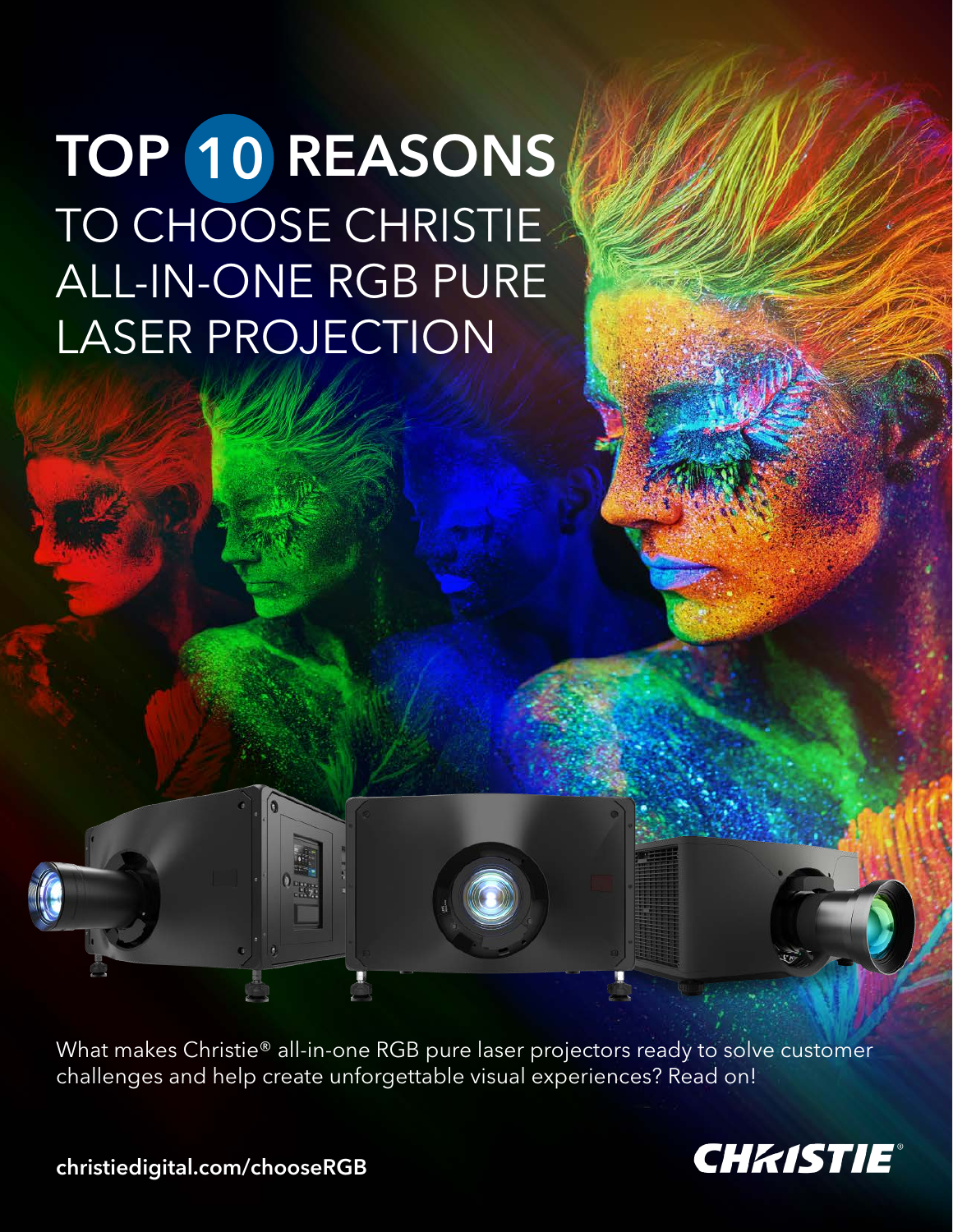# TOP 10 REASONS TO CHOOSE CHRISTIE ALL-IN-ONE RGB PURE LASER PROJECTION

What makes Christie® all-in-one RGB pure laser projectors ready to solve customer challenges and help create unforgettable visual experiences? Read on!

christiedigital.com/chooseRGB

CHRISTIE®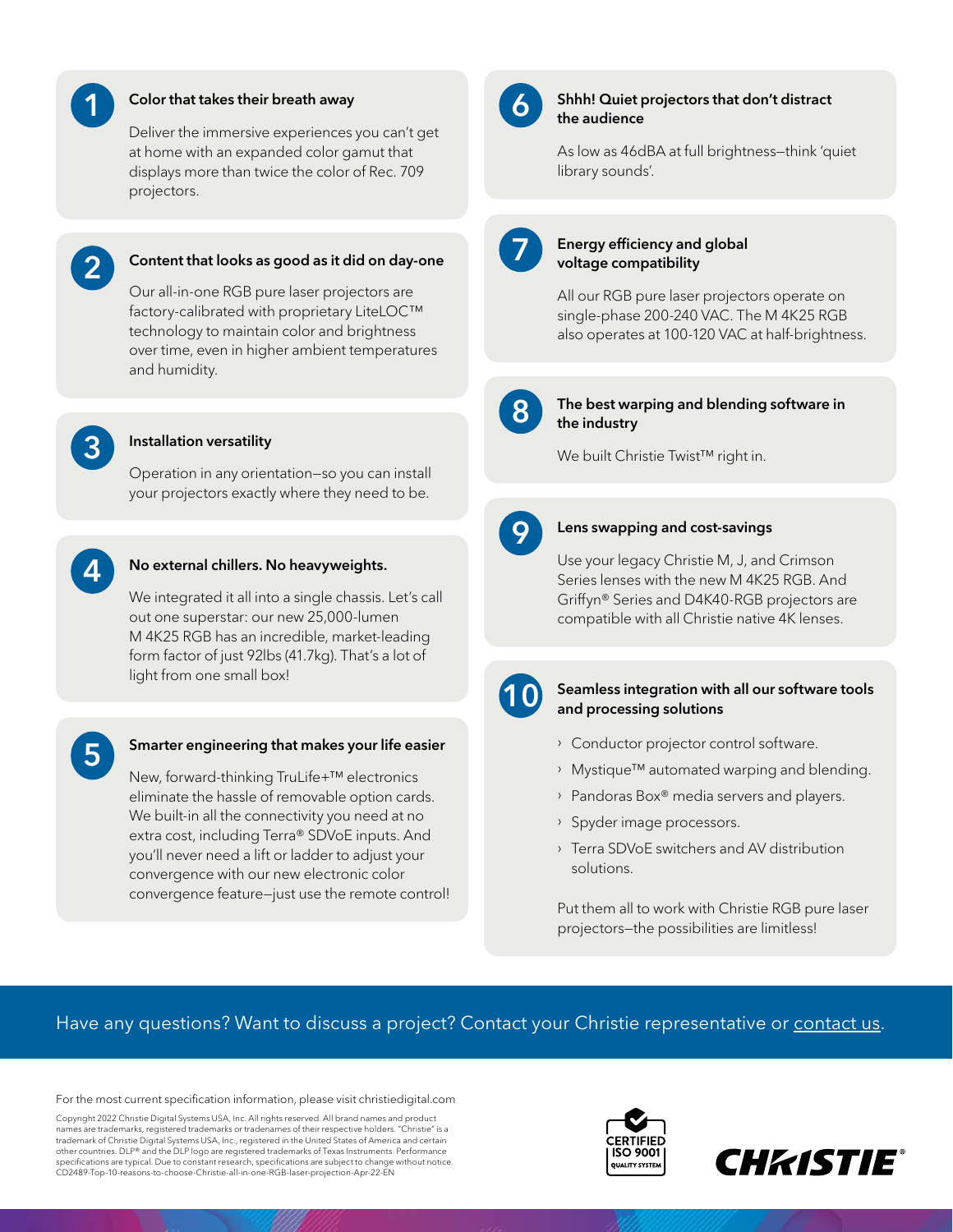## 1 Color that takes their breath away

Deliver the immersive experiences you can't get at home with an expanded color gamut that displays more than twice the color of Rec. 709 projectors.

## 2 Content that looks as good as it did on day-one

Our all-in-one RGB pure laser projectors are factory-calibrated with proprietary LiteLOC™ technology to maintain color and brightness over time, even in higher ambient temperatures and humidity.

## 3 Installation versatility

Operation in any orientation—so you can install your projectors exactly where they need to be.

## 4 No external chillers. No heavyweights.

We integrated it all into a single chassis. Let's call out one superstar: our new 25,000-lumen M 4K25 RGB has an incredible, market-leading form factor of just 92lbs (41.7kg). That's a lot of light from one small box!

## 5 Smarter engineering that makes your life easier

New, forward-thinking TruLife+™ electronics eliminate the hassle of removable option cards. We built-in all the connectivity you need at no extra cost, including Terra® SDVoE inputs. And you'll never need a lift or ladder to adjust your convergence with our new electronic color convergence feature—just use the remote control!

## 6 Shhh! Quiet projectors that don't distract the audience

As low as 46dBA at full brightness—think 'quiet library sounds'.

## 7 Energy efficiency and global voltage compatibility

All our RGB pure laser projectors operate on single-phase 200-240 VAC. The M 4K25 RGB also operates at 100-120 VAC at half-brightness.

## 8 The best warping and blending software in the industry

We built Christie Twist™ right in.

## 9 Lens swapping and cost-savings

Use your legacy Christie M, J, and Crimson Series lenses with the new M 4K25 RGB. And Griffyn® Series and D4K40-RGB projectors are compatible with all Christie native 4K lenses.

## 10 Seamless integration with all our software tools and processing solutions

- Conductor projector control software.
- Mystique™ automated warping and blending.
- Pandoras Box® media servers and players.
- Spyder image processors.
- Terra SDVoE switchers and AV distribution solutions.

Put them all to work with Christie RGB pure laser projectors—the possibilities are limitless!

Have any questions? Want to discuss a project? Contact your Christie representative or contact us.

For the most current specification information, please visit christiedigital.com

Copyright 2022 Christie Digital Systems USA, Inc. All rights reserved. All brand names and product names are trademarks, registered trademarks or tradenames of their respective holders. "Christie" is a trademark of Christie Digital Systems USA, Inc., registered in the United States of America and certain other countries. DLP® and the DLP logo are registered trademarks of Texas Instruments. Performance specifications are typical. Due to constant research, specifications are subject to change without notice. CD2489-Top-10-reasons-to-choose-Christie-all-in-one-RGB-laser-projection-Apr-22-EN

CERTIFIED ISO 9001 QUALITY SYSTEM

CHRISTIE®